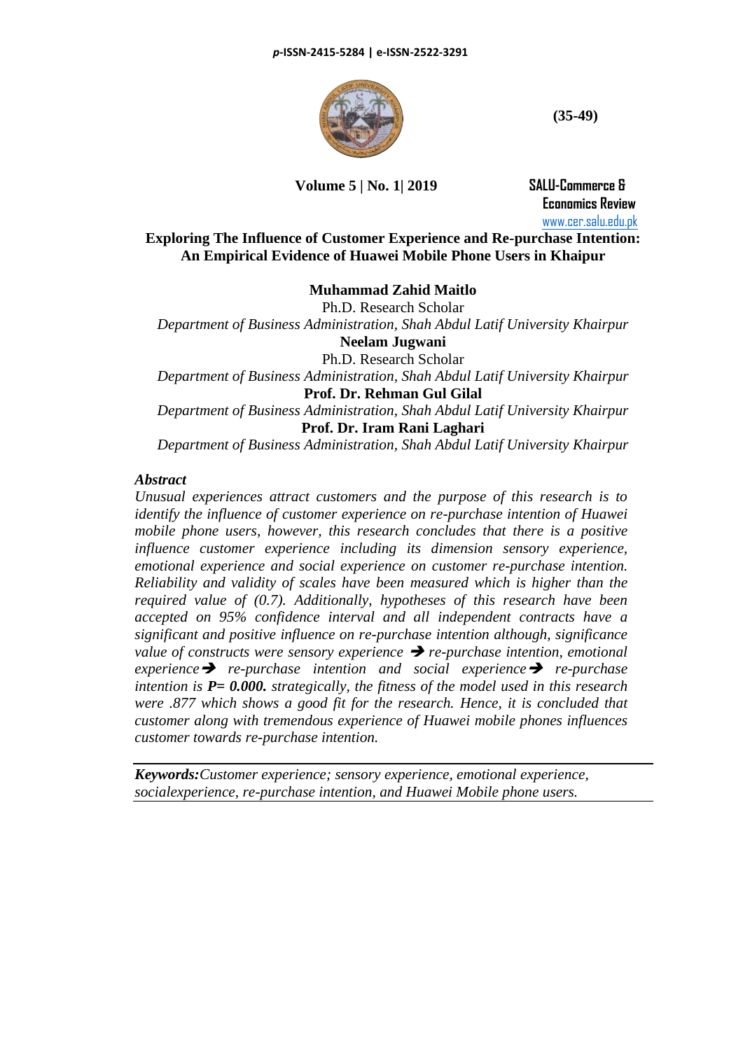# Exploring The Influence of Customer Experience and Re-purchase Intention: An Empirical Evidence of Huawei Mobile Phone Users in Khaipur

**Muhammad Zahid Maitlo**
Ph.D. Research Scholar
*Department of Business Administration, Shah Abdul Latif University Khairpur*

**Neelam Jugwani**
Ph.D. Research Scholar
*Department of Business Administration, Shah Abdul Latif University Khairpur*

**Prof. Dr. Rehman Gul Gilal**
*Department of Business Administration, Shah Abdul Latif University Khairpur*

**Prof. Dr. Iram Rani Laghari**
*Department of Business Administration, Shah Abdul Latif University Khairpur*

## *Abstract*

*Unusual experiences attract customers and the purpose of this research is to identify the influence of customer experience on re-purchase intention of Huawei mobile phone users, however, this research concludes that there is a positive influence customer experience including its dimension sensory experience, emotional experience and social experience on customer re-purchase intention. Reliability and validity of scales have been measured which is higher than the required value of (0.7). Additionally, hypotheses of this research have been accepted on 95% confidence interval and all independent contracts have a significant and positive influence on re-purchase intention although, significance value of constructs were sensory experience ➔ re-purchase intention, emotional experience➔ re-purchase intention and social experience➔ re-purchase intention is* ***P= 0.000.*** *strategically, the fitness of the model used in this research were .877 which shows a good fit for the research. Hence, it is concluded that customer along with tremendous experience of Huawei mobile phones influences customer towards re-purchase intention.*

***Keywords:*** *Customer experience; sensory experience, emotional experience, socialexperience, re-purchase intention, and Huawei Mobile phone users.*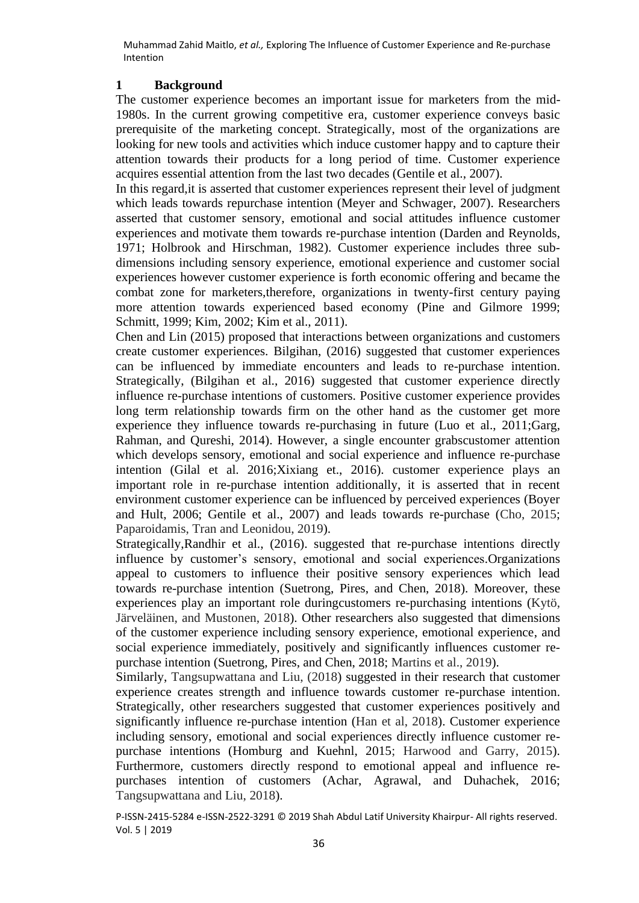## 1 Background

The customer experience becomes an important issue for marketers from the mid-1980s. In the current growing competitive era, customer experience conveys basic prerequisite of the marketing concept. Strategically, most of the organizations are looking for new tools and activities which induce customer happy and to capture their attention towards their products for a long period of time. Customer experience acquires essential attention from the last two decades (Gentile et al., 2007).

In this regard,it is asserted that customer experiences represent their level of judgment which leads towards repurchase intention (Meyer and Schwager, 2007). Researchers asserted that customer sensory, emotional and social attitudes influence customer experiences and motivate them towards re-purchase intention (Darden and Reynolds, 1971; Holbrook and Hirschman, 1982). Customer experience includes three sub-dimensions including sensory experience, emotional experience and customer social experiences however customer experience is forth economic offering and became the combat zone for marketers,therefore, organizations in twenty-first century paying more attention towards experienced based economy (Pine and Gilmore 1999; Schmitt, 1999; Kim, 2002; Kim et al., 2011).

Chen and Lin (2015) proposed that interactions between organizations and customers create customer experiences. Bilgihan, (2016) suggested that customer experiences can be influenced by immediate encounters and leads to re-purchase intention. Strategically, (Bilgihan et al., 2016) suggested that customer experience directly influence re-purchase intentions of customers. Positive customer experience provides long term relationship towards firm on the other hand as the customer get more experience they influence towards re-purchasing in future (Luo et al., 2011;Garg, Rahman, and Qureshi, 2014). However, a single encounter grabscustomer attention which develops sensory, emotional and social experience and influence re-purchase intention (Gilal et al. 2016;Xixiang et., 2016). customer experience plays an important role in re-purchase intention additionally, it is asserted that in recent environment customer experience can be influenced by perceived experiences (Boyer and Hult, 2006; Gentile et al., 2007) and leads towards re-purchase (Cho, 2015; Paparoidamis, Tran and Leonidou, 2019).

Strategically,Randhir et al., (2016). suggested that re-purchase intentions directly influence by customer's sensory, emotional and social experiences.Organizations appeal to customers to influence their positive sensory experiences which lead towards re-purchase intention (Suetrong, Pires, and Chen, 2018). Moreover, these experiences play an important role duringcustomers re-purchasing intentions (Kytö, Järveläinen, and Mustonen, 2018). Other researchers also suggested that dimensions of the customer experience including sensory experience, emotional experience, and social experience immediately, positively and significantly influences customer re-purchase intention (Suetrong, Pires, and Chen, 2018; Martins et al., 2019).

Similarly, Tangsupwattana and Liu, (2018) suggested in their research that customer experience creates strength and influence towards customer re-purchase intention. Strategically, other researchers suggested that customer experiences positively and significantly influence re-purchase intention (Han et al, 2018). Customer experience including sensory, emotional and social experiences directly influence customer re-purchase intentions (Homburg and Kuehnl, 2015; Harwood and Garry, 2015). Furthermore, customers directly respond to emotional appeal and influence re-purchases intention of customers (Achar, Agrawal, and Duhachek, 2016; Tangsupwattana and Liu, 2018).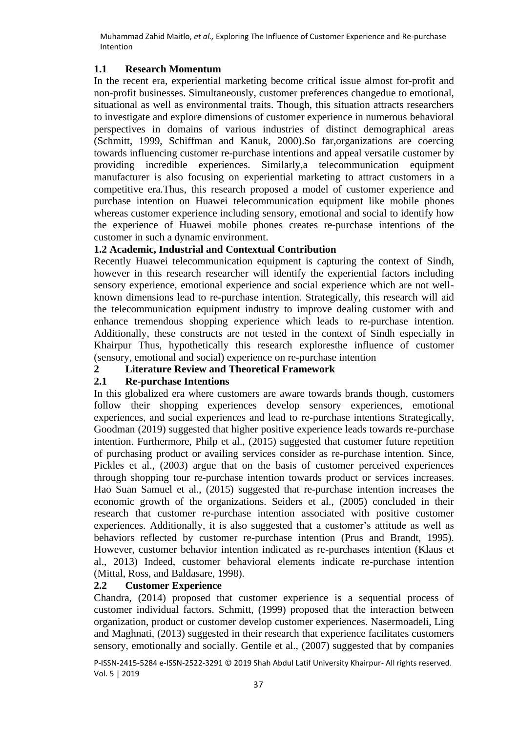## 1.1 Research Momentum

In the recent era, experiential marketing become critical issue almost for-profit and non-profit businesses. Simultaneously, customer preferences changedue to emotional, situational as well as environmental traits. Though, this situation attracts researchers to investigate and explore dimensions of customer experience in numerous behavioral perspectives in domains of various industries of distinct demographical areas (Schmitt, 1999, Schiffman and Kanuk, 2000).So far,organizations are coercing towards influencing customer re-purchase intentions and appeal versatile customer by providing incredible experiences. Similarly,a telecommunication equipment manufacturer is also focusing on experiential marketing to attract customers in a competitive era.Thus, this research proposed a model of customer experience and purchase intention on Huawei telecommunication equipment like mobile phones whereas customer experience including sensory, emotional and social to identify how the experience of Huawei mobile phones creates re-purchase intentions of the customer in such a dynamic environment.

## 1.2 Academic, Industrial and Contextual Contribution

Recently Huawei telecommunication equipment is capturing the context of Sindh, however in this research researcher will identify the experiential factors including sensory experience, emotional experience and social experience which are not well-known dimensions lead to re-purchase intention. Strategically, this research will aid the telecommunication equipment industry to improve dealing customer with and enhance tremendous shopping experience which leads to re-purchase intention. Additionally, these constructs are not tested in the context of Sindh especially in Khairpur Thus, hypothetically this research exploresthe influence of customer (sensory, emotional and social) experience on re-purchase intention

# 2 Literature Review and Theoretical Framework

## 2.1 Re-purchase Intentions

In this globalized era where customers are aware towards brands though, customers follow their shopping experiences develop sensory experiences, emotional experiences, and social experiences and lead to re-purchase intentions Strategically, Goodman (2019) suggested that higher positive experience leads towards re-purchase intention. Furthermore, Philp et al., (2015) suggested that customer future repetition of purchasing product or availing services consider as re-purchase intention. Since, Pickles et al., (2003) argue that on the basis of customer perceived experiences through shopping tour re-purchase intention towards product or services increases. Hao Suan Samuel et al., (2015) suggested that re-purchase intention increases the economic growth of the organizations. Seiders et al., (2005) concluded in their research that customer re-purchase intention associated with positive customer experiences. Additionally, it is also suggested that a customer's attitude as well as behaviors reflected by customer re-purchase intention (Prus and Brandt, 1995). However, customer behavior intention indicated as re-purchases intention (Klaus et al., 2013) Indeed, customer behavioral elements indicate re-purchase intention (Mittal, Ross, and Baldasare, 1998).

## 2.2 Customer Experience

Chandra, (2014) proposed that customer experience is a sequential process of customer individual factors. Schmitt, (1999) proposed that the interaction between organization, product or customer develop customer experiences. Nasermoadeli, Ling and Maghnati, (2013) suggested in their research that experience facilitates customers sensory, emotionally and socially. Gentile et al., (2007) suggested that by companies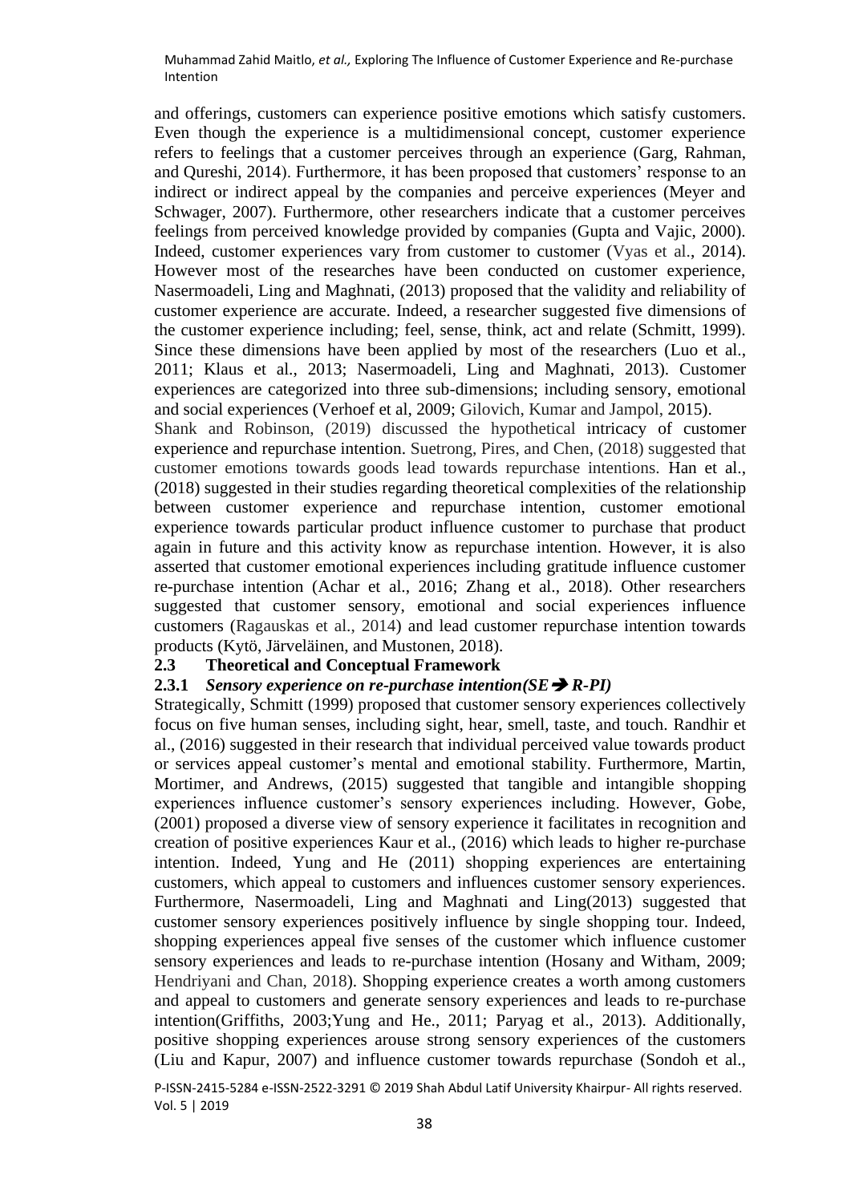and offerings, customers can experience positive emotions which satisfy customers. Even though the experience is a multidimensional concept, customer experience refers to feelings that a customer perceives through an experience (Garg, Rahman, and Qureshi, 2014). Furthermore, it has been proposed that customers' response to an indirect or indirect appeal by the companies and perceive experiences (Meyer and Schwager, 2007). Furthermore, other researchers indicate that a customer perceives feelings from perceived knowledge provided by companies (Gupta and Vajic, 2000). Indeed, customer experiences vary from customer to customer (Vyas et al., 2014). However most of the researches have been conducted on customer experience, Nasermoadeli, Ling and Maghnati, (2013) proposed that the validity and reliability of customer experience are accurate. Indeed, a researcher suggested five dimensions of the customer experience including; feel, sense, think, act and relate (Schmitt, 1999). Since these dimensions have been applied by most of the researchers (Luo et al., 2011; Klaus et al., 2013; Nasermoadeli, Ling and Maghnati, 2013). Customer experiences are categorized into three sub-dimensions; including sensory, emotional and social experiences (Verhoef et al, 2009; Gilovich, Kumar and Jampol, 2015).

Shank and Robinson, (2019) discussed the hypothetical intricacy of customer experience and repurchase intention. Suetrong, Pires, and Chen, (2018) suggested that customer emotions towards goods lead towards repurchase intentions. Han et al., (2018) suggested in their studies regarding theoretical complexities of the relationship between customer experience and repurchase intention, customer emotional experience towards particular product influence customer to purchase that product again in future and this activity know as repurchase intention. However, it is also asserted that customer emotional experiences including gratitude influence customer re-purchase intention (Achar et al., 2016; Zhang et al., 2018). Other researchers suggested that customer sensory, emotional and social experiences influence customers (Ragauskas et al., 2014) and lead customer repurchase intention towards products (Kytö, Järveläinen, and Mustonen, 2018).

## 2.3 Theoretical and Conceptual Framework

### 2.3.1 *Sensory experience on re-purchase intention(SE➔ R-PI)*

Strategically, Schmitt (1999) proposed that customer sensory experiences collectively focus on five human senses, including sight, hear, smell, taste, and touch. Randhir et al., (2016) suggested in their research that individual perceived value towards product or services appeal customer's mental and emotional stability. Furthermore, Martin, Mortimer, and Andrews, (2015) suggested that tangible and intangible shopping experiences influence customer's sensory experiences including. However, Gobe, (2001) proposed a diverse view of sensory experience it facilitates in recognition and creation of positive experiences Kaur et al., (2016) which leads to higher re-purchase intention. Indeed, Yung and He (2011) shopping experiences are entertaining customers, which appeal to customers and influences customer sensory experiences. Furthermore, Nasermoadeli, Ling and Maghnati and Ling(2013) suggested that customer sensory experiences positively influence by single shopping tour. Indeed, shopping experiences appeal five senses of the customer which influence customer sensory experiences and leads to re-purchase intention (Hosany and Witham, 2009; Hendriyani and Chan, 2018). Shopping experience creates a worth among customers and appeal to customers and generate sensory experiences and leads to re-purchase intention(Griffiths, 2003;Yung and He., 2011; Paryag et al., 2013). Additionally, positive shopping experiences arouse strong sensory experiences of the customers (Liu and Kapur, 2007) and influence customer towards repurchase (Sondoh et al.,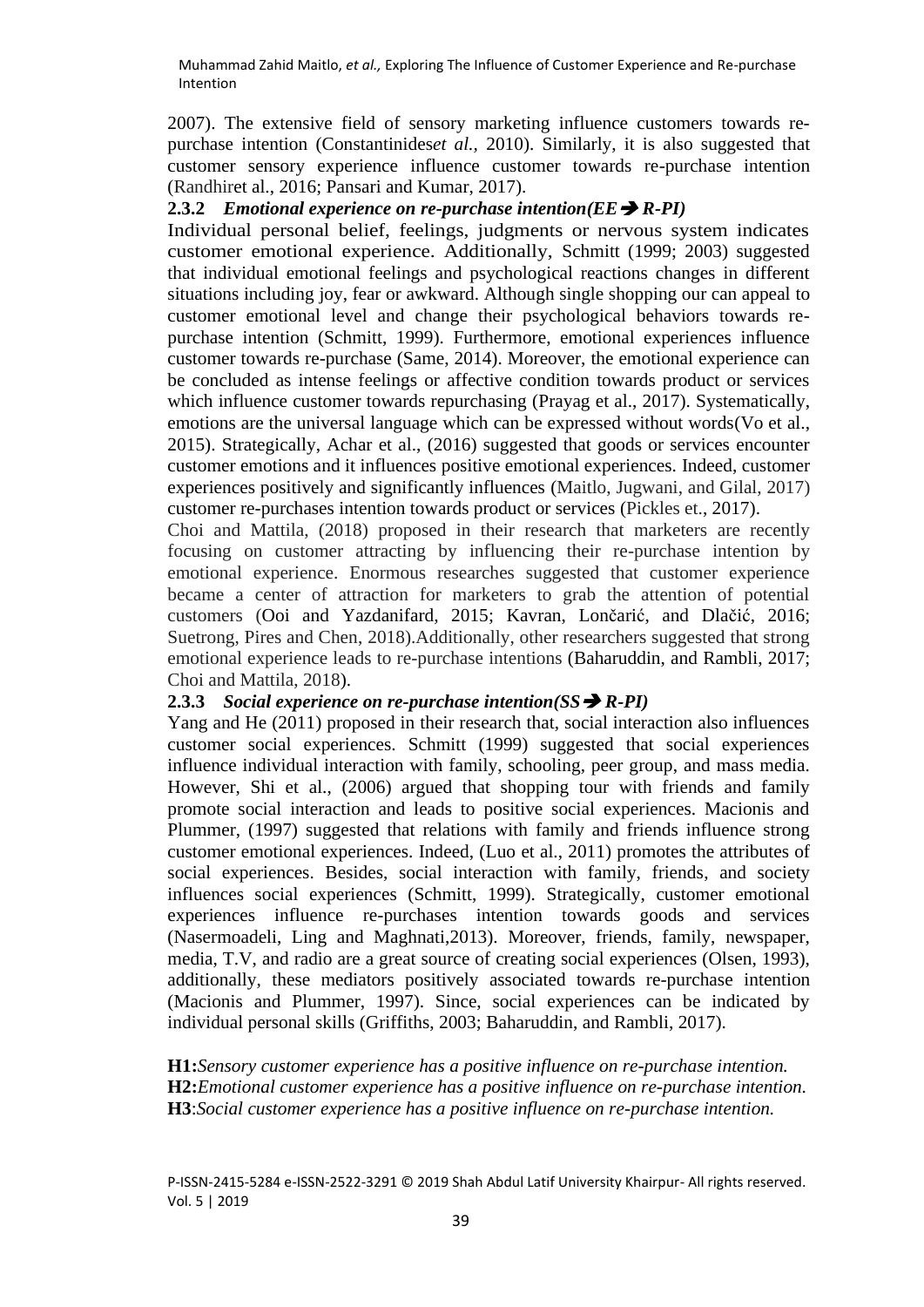2007). The extensive field of sensory marketing influence customers towards re-purchase intention (Constantinides*et al.,* 2010). Similarly, it is also suggested that customer sensory experience influence customer towards re-purchase intention (Randhiret al., 2016; Pansari and Kumar, 2017).

### 2.3.2 *Emotional experience on re-purchase intention(EE➔ R-PI)*

Individual personal belief, feelings, judgments or nervous system indicates customer emotional experience. Additionally, Schmitt (1999; 2003) suggested that individual emotional feelings and psychological reactions changes in different situations including joy, fear or awkward. Although single shopping our can appeal to customer emotional level and change their psychological behaviors towards re-purchase intention (Schmitt, 1999). Furthermore, emotional experiences influence customer towards re-purchase (Same, 2014). Moreover, the emotional experience can be concluded as intense feelings or affective condition towards product or services which influence customer towards repurchasing (Prayag et al., 2017). Systematically, emotions are the universal language which can be expressed without words(Vo et al., 2015). Strategically, Achar et al., (2016) suggested that goods or services encounter customer emotions and it influences positive emotional experiences. Indeed, customer experiences positively and significantly influences (Maitlo, Jugwani, and Gilal, 2017) customer re-purchases intention towards product or services (Pickles et., 2017).

Choi and Mattila, (2018) proposed in their research that marketers are recently focusing on customer attracting by influencing their re-purchase intention by emotional experience. Enormous researches suggested that customer experience became a center of attraction for marketers to grab the attention of potential customers (Ooi and Yazdanifard, 2015; Kavran, Lončarić, and Dlačić, 2016; Suetrong, Pires and Chen, 2018).Additionally, other researchers suggested that strong emotional experience leads to re-purchase intentions (Baharuddin, and Rambli, 2017; Choi and Mattila, 2018).

### 2.3.3 *Social experience on re-purchase intention(SS➔ R-PI)*

Yang and He (2011) proposed in their research that, social interaction also influences customer social experiences. Schmitt (1999) suggested that social experiences influence individual interaction with family, schooling, peer group, and mass media. However, Shi et al., (2006) argued that shopping tour with friends and family promote social interaction and leads to positive social experiences. Macionis and Plummer, (1997) suggested that relations with family and friends influence strong customer emotional experiences. Indeed, (Luo et al., 2011) promotes the attributes of social experiences. Besides, social interaction with family, friends, and society influences social experiences (Schmitt, 1999). Strategically, customer emotional experiences influence re-purchases intention towards goods and services (Nasermoadeli, Ling and Maghnati,2013). Moreover, friends, family, newspaper, media, T.V, and radio are a great source of creating social experiences (Olsen, 1993), additionally, these mediators positively associated towards re-purchase intention (Macionis and Plummer, 1997). Since, social experiences can be indicated by individual personal skills (Griffiths, 2003; Baharuddin, and Rambli, 2017).

**H1:***Sensory customer experience has a positive influence on re-purchase intention.*
**H2:***Emotional customer experience has a positive influence on re-purchase intention.*
**H3**:*Social customer experience has a positive influence on re-purchase intention.*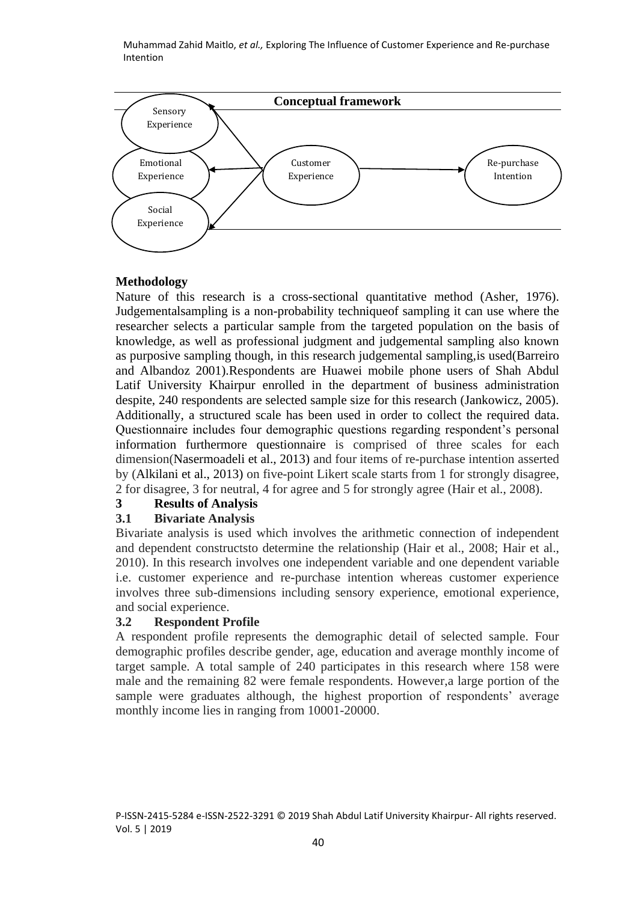**Conceptual framework**

Sensory Experience

Emotional Experience

Social Experience

Customer Experience

Re-purchase Intention

**Methodology**

Nature of this research is a cross-sectional quantitative method (Asher, 1976). Judgementalsampling is a non-probability techniqueof sampling it can use where the researcher selects a particular sample from the targeted population on the basis of knowledge, as well as professional judgment and judgemental sampling also known as purposive sampling though, in this research judgemental sampling,is used(Barreiro and Albandoz 2001).Respondents are Huawei mobile phone users of Shah Abdul Latif University Khairpur enrolled in the department of business administration despite, 240 respondents are selected sample size for this research (Jankowicz, 2005). Additionally, a structured scale has been used in order to collect the required data. Questionnaire includes four demographic questions regarding respondent's personal information furthermore questionnaire is comprised of three scales for each dimension(Nasermoadeli et al., 2013) and four items of re-purchase intention asserted by (Alkilani et al., 2013) on five-point Likert scale starts from 1 for strongly disagree, 2 for disagree, 3 for neutral, 4 for agree and 5 for strongly agree (Hair et al., 2008).

## 3 Results of Analysis

### 3.1 Bivariate Analysis

Bivariate analysis is used which involves the arithmetic connection of independent and dependent constructsto determine the relationship (Hair et al., 2008; Hair et al., 2010). In this research involves one independent variable and one dependent variable i.e. customer experience and re-purchase intention whereas customer experience involves three sub-dimensions including sensory experience, emotional experience, and social experience.

### 3.2 Respondent Profile

A respondent profile represents the demographic detail of selected sample. Four demographic profiles describe gender, age, education and average monthly income of target sample. A total sample of 240 participates in this research where 158 were male and the remaining 82 were female respondents. However,a large portion of the sample were graduates although, the highest proportion of respondents' average monthly income lies in ranging from 10001-20000.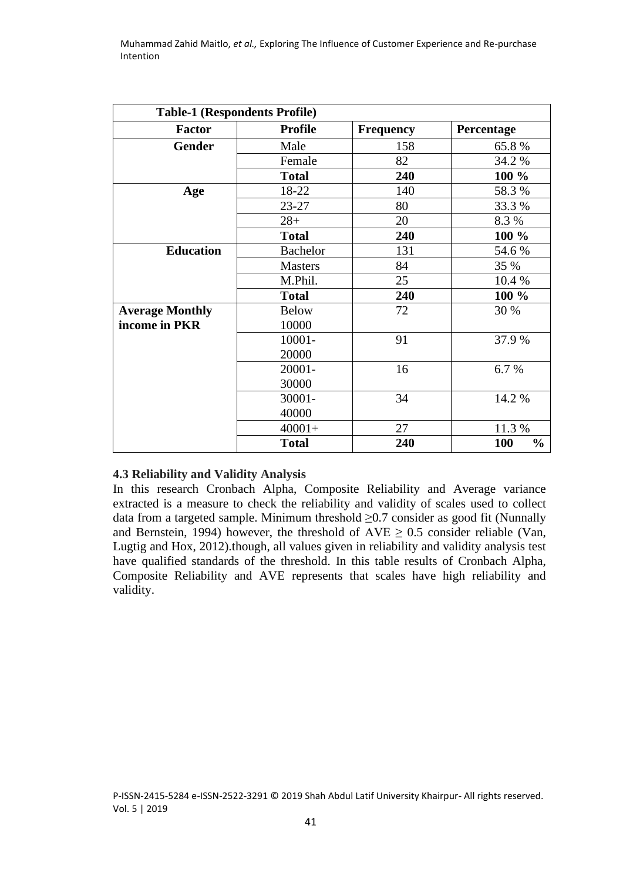| Table-1 (Respondents Profile) | | | |
|---|---|---|---|
| **Factor** | **Profile** | **Frequency** | **Percentage** |
| **Gender** | Male | 158 | 65.8 % |
| | Female | 82 | 34.2 % |
| | **Total** | **240** | **100 %** |
| **Age** | 18-22 | 140 | 58.3 % |
| | 23-27 | 80 | 33.3 % |
| | 28+ | 20 | 8.3 % |
| | **Total** | **240** | **100 %** |
| **Education** | Bachelor | 131 | 54.6 % |
| | Masters | 84 | 35 % |
| | M.Phil. | 25 | 10.4 % |
| | **Total** | **240** | **100 %** |
| **Average Monthly income in PKR** | Below 10000 | 72 | 30 % |
| | 10001-20000 | 91 | 37.9 % |
| | 20001-30000 | 16 | 6.7 % |
| | 30001-40000 | 34 | 14.2 % |
| | 40001+ | 27 | 11.3 % |
| | **Total** | **240** | **100 %** |

### 4.3 Reliability and Validity Analysis

In this research Cronbach Alpha, Composite Reliability and Average variance extracted is a measure to check the reliability and validity of scales used to collect data from a targeted sample. Minimum threshold ≥0.7 consider as good fit (Nunnally and Bernstein, 1994) however, the threshold of AVE ≥ 0.5 consider reliable (Van, Lugtig and Hox, 2012).though, all values given in reliability and validity analysis test have qualified standards of the threshold. In this table results of Cronbach Alpha, Composite Reliability and AVE represents that scales have high reliability and validity.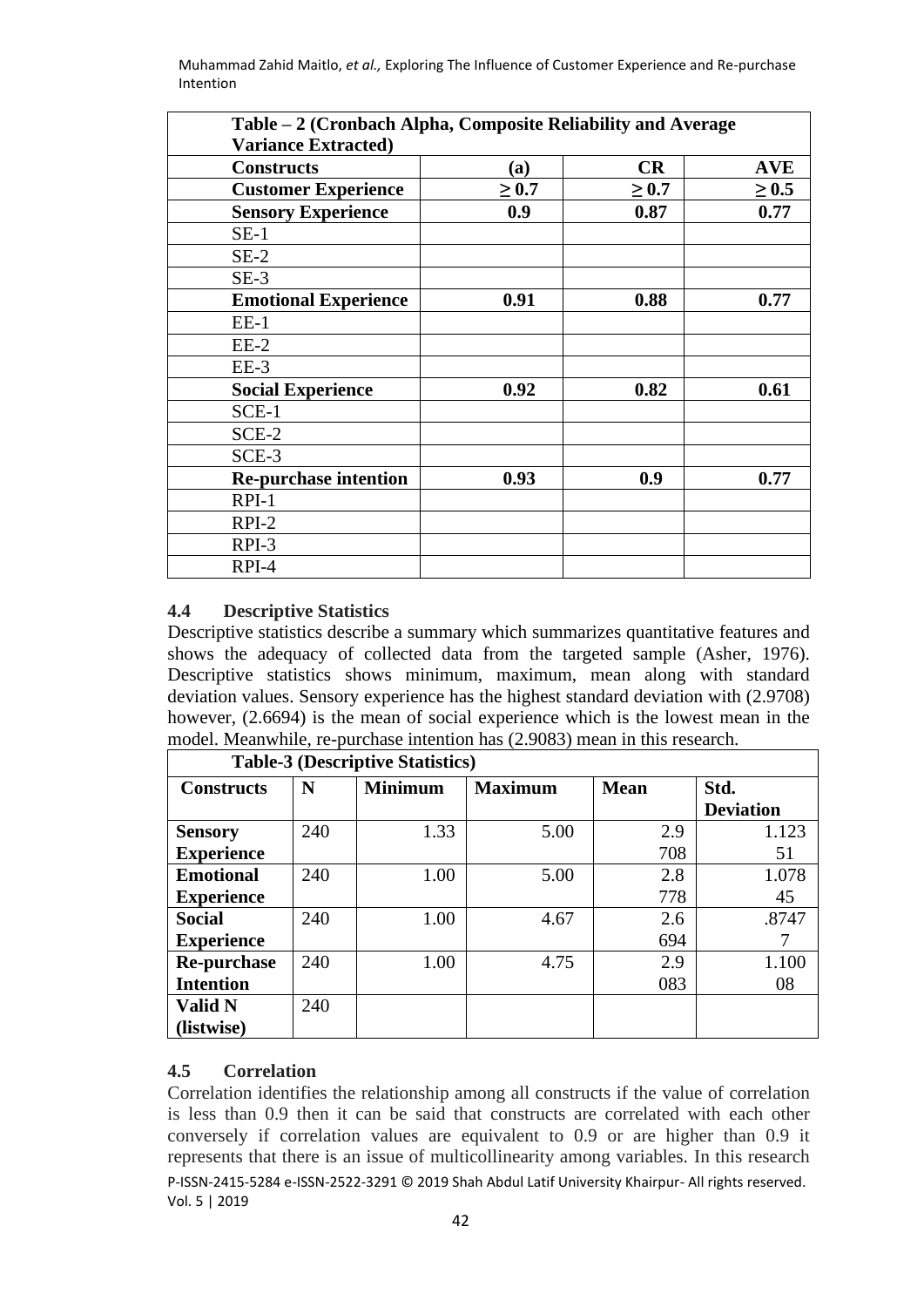| Table – 2 (Cronbach Alpha, Composite Reliability and Average Variance Extracted) | | | |
|---|---|---|---|
| **Constructs** | **(a)** | **CR** | **AVE** |
| **Customer Experience** | **≥ 0.7** | **≥ 0.7** | **≥ 0.5** |
| **Sensory Experience** | **0.9** | **0.87** | **0.77** |
| SE-1 | | | |
| SE-2 | | | |
| SE-3 | | | |
| **Emotional Experience** | **0.91** | **0.88** | **0.77** |
| EE-1 | | | |
| EE-2 | | | |
| EE-3 | | | |
| **Social Experience** | **0.92** | **0.82** | **0.61** |
| SCE-1 | | | |
| SCE-2 | | | |
| SCE-3 | | | |
| **Re-purchase intention** | **0.93** | **0.9** | **0.77** |
| RPI-1 | | | |
| RPI-2 | | | |
| RPI-3 | | | |
| RPI-4 | | | |

### 4.4 Descriptive Statistics

Descriptive statistics describe a summary which summarizes quantitative features and shows the adequacy of collected data from the targeted sample (Asher, 1976). Descriptive statistics shows minimum, maximum, mean along with standard deviation values. Sensory experience has the highest standard deviation with (2.9708) however, (2.6694) is the mean of social experience which is the lowest mean in the model. Meanwhile, re-purchase intention has (2.9083) mean in this research.

| Table-3 (Descriptive Statistics) | | | | | |
|---|---|---|---|---|---|
| **Constructs** | **N** | **Minimum** | **Maximum** | **Mean** | **Std. Deviation** |
| **Sensory Experience** | 240 | 1.33 | 5.00 | 2.9708 | 1.12351 |
| **Emotional Experience** | 240 | 1.00 | 5.00 | 2.8778 | 1.07845 |
| **Social Experience** | 240 | 1.00 | 4.67 | 2.6694 | .87477 |
| **Re-purchase Intention** | 240 | 1.00 | 4.75 | 2.9083 | 1.10008 |
| **Valid N (listwise)** | 240 | | | | |

### 4.5 Correlation

Correlation identifies the relationship among all constructs if the value of correlation is less than 0.9 then it can be said that constructs are correlated with each other conversely if correlation values are equivalent to 0.9 or are higher than 0.9 it represents that there is an issue of multicollinearity among variables. In this research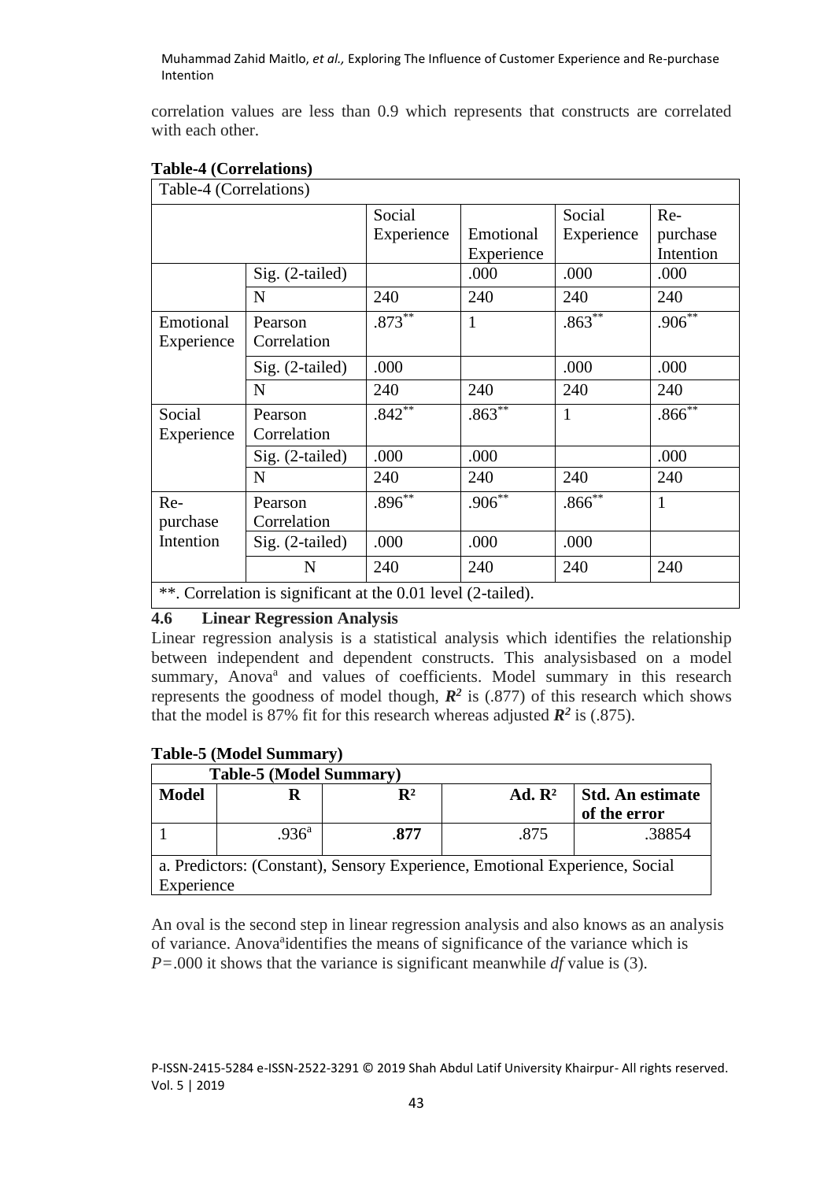correlation values are less than 0.9 which represents that constructs are correlated with each other.

**Table-4 (Correlations)**

| Table-4 (Correlations) | | | | | |
|---|---|---|---|---|---|
| | | Social Experience | Emotional Experience | Social Experience | Re-purchase Intention |
| | Sig. (2-tailed) | | .000 | .000 | .000 |
| | N | 240 | 240 | 240 | 240 |
| Emotional Experience | Pearson Correlation | .873** | 1 | .863** | .906** |
| | Sig. (2-tailed) | .000 | | .000 | .000 |
| | N | 240 | 240 | 240 | 240 |
| Social Experience | Pearson Correlation | .842** | .863** | 1 | .866** |
| | Sig. (2-tailed) | .000 | .000 | | .000 |
| | N | 240 | 240 | 240 | 240 |
| Re-purchase Intention | Pearson Correlation | .896** | .906** | .866** | 1 |
| | Sig. (2-tailed) | .000 | .000 | .000 | |
| | N | 240 | 240 | 240 | 240 |
| **. Correlation is significant at the 0.01 level (2-tailed). | | | | | |

### 4.6 Linear Regression Analysis

Linear regression analysis is a statistical analysis which identifies the relationship between independent and dependent constructs. This analysisbased on a model summary, Anova[a] and values of coefficients. Model summary in this research represents the goodness of model though, $R^2$ is (.877) of this research which shows that the model is 87% fit for this research whereas adjusted $R^2$ is (.875).

**Table-5 (Model Summary)**

| **Table-5 (Model Summary)** | | | | |
|---|---|---|---|---|
| **Model** | **R** | **$R^2$** | **Ad. $R^2$** | **Std. An estimate of the error** |
| 1 | .936[a] | **.877** | .875 | .38854 |
| a. Predictors: (Constant), Sensory Experience, Emotional Experience, Social Experience | | | | |

An oval is the second step in linear regression analysis and also knows as an analysis of variance. Anova[a]identifies the means of significance of the variance which is $P=.000$ it shows that the variance is significant meanwhile *df* value is (3).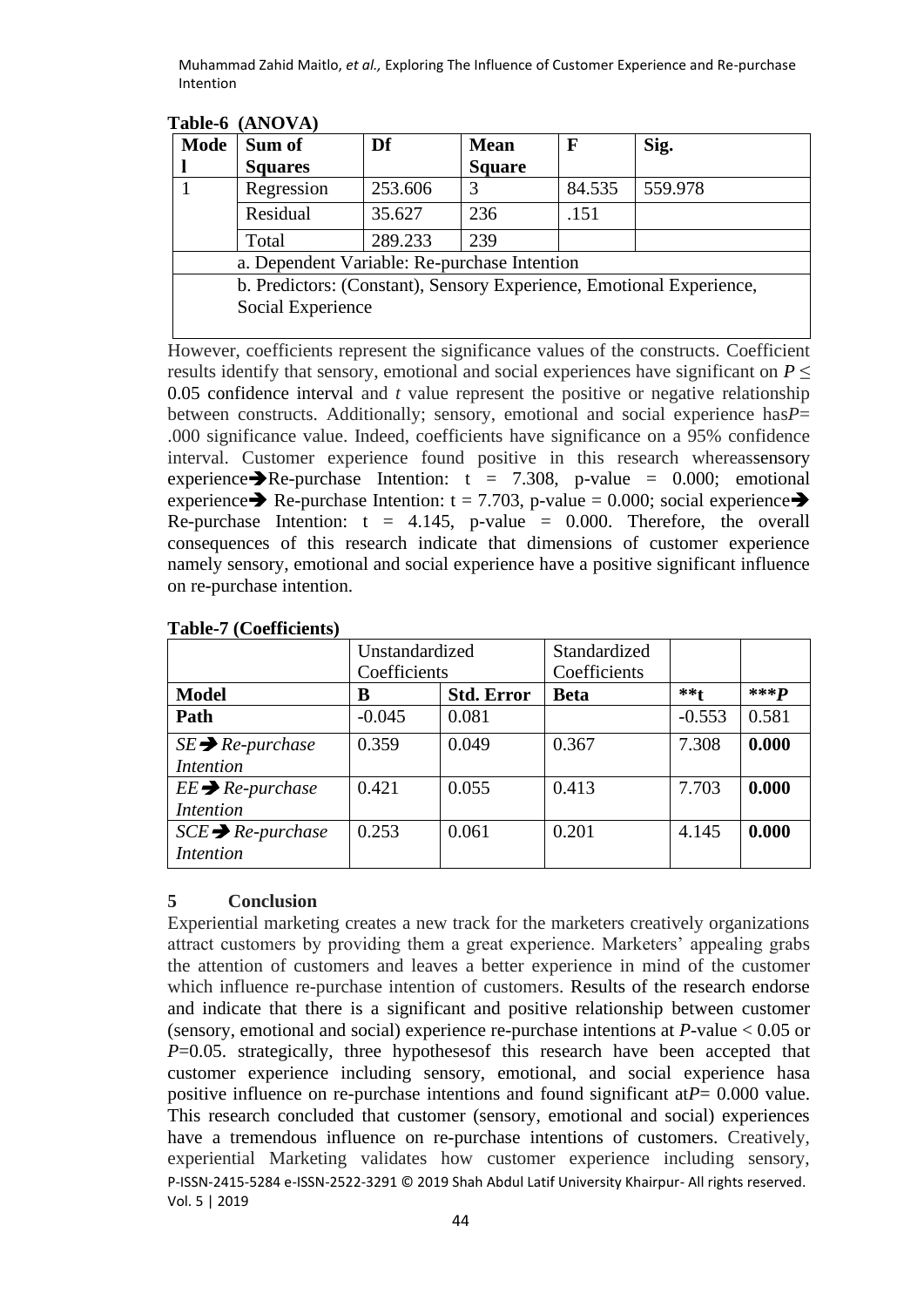**Table-6 (ANOVA)**

| Model | Sum of Squares | Df | Mean Square | F | Sig. |
|---|---|---|---|---|---|
| 1 | Regression | 253.606 | 3 | 84.535 | 559.978 |
| | Residual | 35.627 | 236 | .151 | |
| | Total | 289.233 | 239 | | |
| | a. Dependent Variable: Re-purchase Intention | | | | |
| | b. Predictors: (Constant), Sensory Experience, Emotional Experience, Social Experience | | | | |

However, coefficients represent the significance values of the constructs. Coefficient results identify that sensory, emotional and social experiences have significant on $P \leq 0.05$ confidence interval and *t* value represent the positive or negative relationship between constructs. Additionally; sensory, emotional and social experience has*P*= .000 significance value. Indeed, coefficients have significance on a 95% confidence interval. Customer experience found positive in this research whereassensory experience➔Re-purchase Intention: t = 7.308, p-value = 0.000; emotional experience➔ Re-purchase Intention: t = 7.703, p-value = 0.000; social experience➔ Re-purchase Intention: t = 4.145, p-value = 0.000. Therefore, the overall consequences of this research indicate that dimensions of customer experience namely sensory, emotional and social experience have a positive significant influence on re-purchase intention.

**Table-7 (Coefficients)**

| | Unstandardized Coefficients | | Standardized Coefficients | | |
|---|---|---|---|---|---|
| **Model** | **B** | **Std. Error** | **Beta** | **\*\*t** | **\*\*\*P** |
| **Path** | -0.045 | 0.081 | | -0.553 | 0.581 |
| *SE➔ Re-purchase Intention* | 0.359 | 0.049 | 0.367 | 7.308 | **0.000** |
| *EE➔ Re-purchase Intention* | 0.421 | 0.055 | 0.413 | 7.703 | **0.000** |
| *SCE➔ Re-purchase Intention* | 0.253 | 0.061 | 0.201 | 4.145 | **0.000** |

## 5 Conclusion

Experiential marketing creates a new track for the marketers creatively organizations attract customers by providing them a great experience. Marketers' appealing grabs the attention of customers and leaves a better experience in mind of the customer which influence re-purchase intention of customers. Results of the research endorse and indicate that there is a significant and positive relationship between customer (sensory, emotional and social) experience re-purchase intentions at *P*-value < 0.05 or *P*=0.05. strategically, three hypothesesof this research have been accepted that customer experience including sensory, emotional, and social experience hasa positive influence on re-purchase intentions and found significant at*P*= 0.000 value. This research concluded that customer (sensory, emotional and social) experiences have a tremendous influence on re-purchase intentions of customers. Creatively, experiential Marketing validates how customer experience including sensory,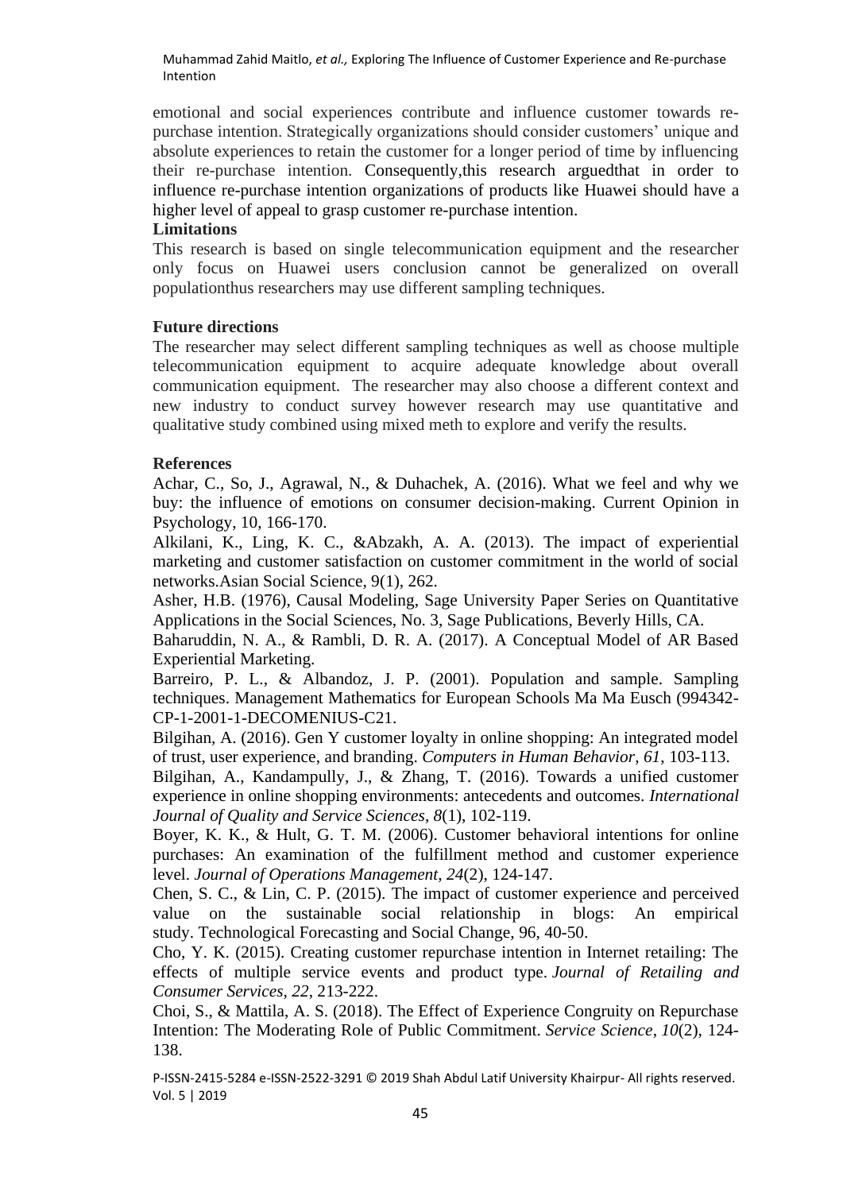emotional and social experiences contribute and influence customer towards re-purchase intention. Strategically organizations should consider customers' unique and absolute experiences to retain the customer for a longer period of time by influencing their re-purchase intention. Consequently,this research arguedthat in order to influence re-purchase intention organizations of products like Huawei should have a higher level of appeal to grasp customer re-purchase intention.

**Limitations**

This research is based on single telecommunication equipment and the researcher only focus on Huawei users conclusion cannot be generalized on overall populationthus researchers may use different sampling techniques.

**Future directions**

The researcher may select different sampling techniques as well as choose multiple telecommunication equipment to acquire adequate knowledge about overall communication equipment. The researcher may also choose a different context and new industry to conduct survey however research may use quantitative and qualitative study combined using mixed meth to explore and verify the results.

**References**

Achar, C., So, J., Agrawal, N., & Duhachek, A. (2016). What we feel and why we buy: the influence of emotions on consumer decision-making. Current Opinion in Psychology, 10, 166-170.

Alkilani, K., Ling, K. C., &Abzakh, A. A. (2013). The impact of experiential marketing and customer satisfaction on customer commitment in the world of social networks.Asian Social Science, 9(1), 262.

Asher, H.B. (1976), Causal Modeling, Sage University Paper Series on Quantitative Applications in the Social Sciences, No. 3, Sage Publications, Beverly Hills, CA.

Baharuddin, N. A., & Rambli, D. R. A. (2017). A Conceptual Model of AR Based Experiential Marketing.

Barreiro, P. L., & Albandoz, J. P. (2001). Population and sample. Sampling techniques. Management Mathematics for European Schools Ma Ma Eusch (994342-CP-1-2001-1-DECOMENIUS-C21.

Bilgihan, A. (2016). Gen Y customer loyalty in online shopping: An integrated model of trust, user experience, and branding. *Computers in Human Behavior*, *61*, 103-113.

Bilgihan, A., Kandampully, J., & Zhang, T. (2016). Towards a unified customer experience in online shopping environments: antecedents and outcomes. *International Journal of Quality and Service Sciences*, *8*(1), 102-119.

Boyer, K. K., & Hult, G. T. M. (2006). Customer behavioral intentions for online purchases: An examination of the fulfillment method and customer experience level. *Journal of Operations Management*, *24*(2), 124-147.

Chen, S. C., & Lin, C. P. (2015). The impact of customer experience and perceived value on the sustainable social relationship in blogs: An empirical study. Technological Forecasting and Social Change, 96, 40-50.

Cho, Y. K. (2015). Creating customer repurchase intention in Internet retailing: The effects of multiple service events and product type. *Journal of Retailing and Consumer Services*, *22*, 213-222.

Choi, S., & Mattila, A. S. (2018). The Effect of Experience Congruity on Repurchase Intention: The Moderating Role of Public Commitment. *Service Science*, *10*(2), 124-138.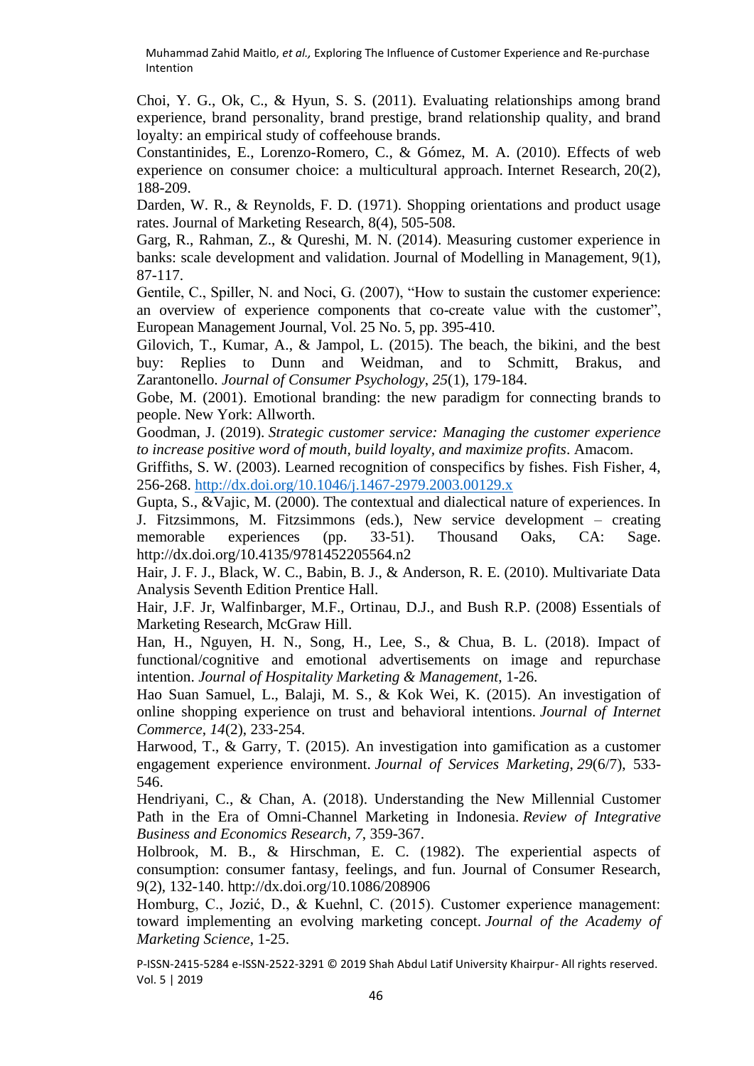Choi, Y. G., Ok, C., & Hyun, S. S. (2011). Evaluating relationships among brand experience, brand personality, brand prestige, brand relationship quality, and brand loyalty: an empirical study of coffeehouse brands.

Constantinides, E., Lorenzo-Romero, C., & Gómez, M. A. (2010). Effects of web experience on consumer choice: a multicultural approach. Internet Research, 20(2), 188-209.

Darden, W. R., & Reynolds, F. D. (1971). Shopping orientations and product usage rates. Journal of Marketing Research, 8(4), 505-508.

Garg, R., Rahman, Z., & Qureshi, M. N. (2014). Measuring customer experience in banks: scale development and validation. Journal of Modelling in Management, 9(1), 87-117.

Gentile, C., Spiller, N. and Noci, G. (2007), "How to sustain the customer experience: an overview of experience components that co-create value with the customer", European Management Journal, Vol. 25 No. 5, pp. 395-410.

Gilovich, T., Kumar, A., & Jampol, L. (2015). The beach, the bikini, and the best buy: Replies to Dunn and Weidman, and to Schmitt, Brakus, and Zarantonello. *Journal of Consumer Psychology*, *25*(1), 179-184.

Gobe, M. (2001). Emotional branding: the new paradigm for connecting brands to people. New York: Allworth.

Goodman, J. (2019). *Strategic customer service: Managing the customer experience to increase positive word of mouth, build loyalty, and maximize profits*. Amacom.

Griffiths, S. W. (2003). Learned recognition of conspecifics by fishes. Fish Fisher, 4, 256-268. http://dx.doi.org/10.1046/j.1467-2979.2003.00129.x

Gupta, S., &Vajic, M. (2000). The contextual and dialectical nature of experiences. In J. Fitzsimmons, M. Fitzsimmons (eds.), New service development – creating memorable experiences (pp. 33-51). Thousand Oaks, CA: Sage. http://dx.doi.org/10.4135/9781452205564.n2

Hair, J. F. J., Black, W. C., Babin, B. J., & Anderson, R. E. (2010). Multivariate Data Analysis Seventh Edition Prentice Hall.

Hair, J.F. Jr, Walfinbarger, M.F., Ortinau, D.J., and Bush R.P. (2008) Essentials of Marketing Research, McGraw Hill.

Han, H., Nguyen, H. N., Song, H., Lee, S., & Chua, B. L. (2018). Impact of functional/cognitive and emotional advertisements on image and repurchase intention. *Journal of Hospitality Marketing & Management*, 1-26.

Hao Suan Samuel, L., Balaji, M. S., & Kok Wei, K. (2015). An investigation of online shopping experience on trust and behavioral intentions. *Journal of Internet Commerce*, *14*(2), 233-254.

Harwood, T., & Garry, T. (2015). An investigation into gamification as a customer engagement experience environment. *Journal of Services Marketing*, *29*(6/7), 533-546.

Hendriyani, C., & Chan, A. (2018). Understanding the New Millennial Customer Path in the Era of Omni-Channel Marketing in Indonesia. *Review of Integrative Business and Economics Research*, *7*, 359-367.

Holbrook, M. B., & Hirschman, E. C. (1982). The experiential aspects of consumption: consumer fantasy, feelings, and fun. Journal of Consumer Research, 9(2), 132-140. http://dx.doi.org/10.1086/208906

Homburg, C., Jozić, D., & Kuehnl, C. (2015). Customer experience management: toward implementing an evolving marketing concept. *Journal of the Academy of Marketing Science*, 1-25.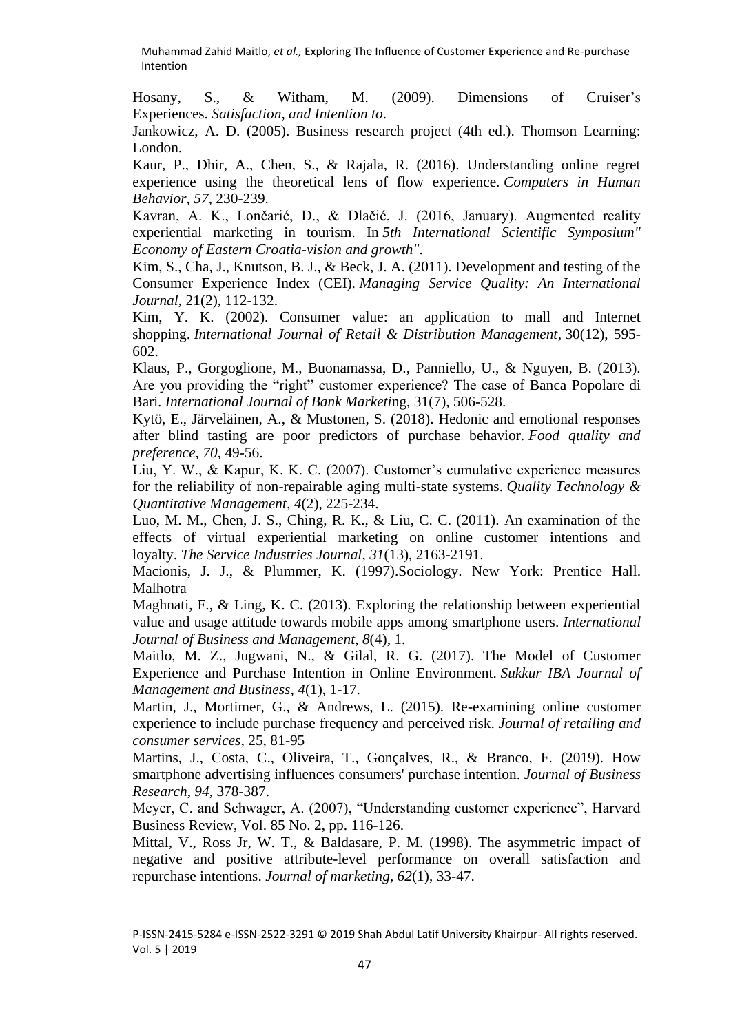Hosany, S., & Witham, M. (2009). Dimensions of Cruiser's Experiences. *Satisfaction, and Intention to*.

Jankowicz, A. D. (2005). Business research project (4th ed.). Thomson Learning: London.

Kaur, P., Dhir, A., Chen, S., & Rajala, R. (2016). Understanding online regret experience using the theoretical lens of flow experience. *Computers in Human Behavior*, *57*, 230-239.

Kavran, A. K., Lončarić, D., & Dlačić, J. (2016, January). Augmented reality experiential marketing in tourism. In *5th International Scientific Symposium" Economy of Eastern Croatia-vision and growth"*.

Kim, S., Cha, J., Knutson, B. J., & Beck, J. A. (2011). Development and testing of the Consumer Experience Index (CEI). *Managing Service Quality: An International Journal*, 21(2), 112-132.

Kim, Y. K. (2002). Consumer value: an application to mall and Internet shopping. *International Journal of Retail & Distribution Management*, 30(12), 595-602.

Klaus, P., Gorgoglione, M., Buonamassa, D., Panniello, U., & Nguyen, B. (2013). Are you providing the "right" customer experience? The case of Banca Popolare di Bari. *International Journal of Bank Market*ing, 31(7), 506-528.

Kytö, E., Järveläinen, A., & Mustonen, S. (2018). Hedonic and emotional responses after blind tasting are poor predictors of purchase behavior. *Food quality and preference*, *70*, 49-56.

Liu, Y. W., & Kapur, K. K. C. (2007). Customer's cumulative experience measures for the reliability of non-repairable aging multi-state systems. *Quality Technology & Quantitative Management*, *4*(2), 225-234.

Luo, M. M., Chen, J. S., Ching, R. K., & Liu, C. C. (2011). An examination of the effects of virtual experiential marketing on online customer intentions and loyalty. *The Service Industries Journal*, *31*(13), 2163-2191.

Macionis, J. J., & Plummer, K. (1997).Sociology. New York: Prentice Hall. Malhotra

Maghnati, F., & Ling, K. C. (2013). Exploring the relationship between experiential value and usage attitude towards mobile apps among smartphone users. *International Journal of Business and Management*, *8*(4), 1.

Maitlo, M. Z., Jugwani, N., & Gilal, R. G. (2017). The Model of Customer Experience and Purchase Intention in Online Environment. *Sukkur IBA Journal of Management and Business*, *4*(1), 1-17.

Martin, J., Mortimer, G., & Andrews, L. (2015). Re-examining online customer experience to include purchase frequency and perceived risk. *Journal of retailing and consumer services*, 25, 81-95

Martins, J., Costa, C., Oliveira, T., Gonçalves, R., & Branco, F. (2019). How smartphone advertising influences consumers' purchase intention. *Journal of Business Research*, *94*, 378-387.

Meyer, C. and Schwager, A. (2007), "Understanding customer experience", Harvard Business Review, Vol. 85 No. 2, pp. 116-126.

Mittal, V., Ross Jr, W. T., & Baldasare, P. M. (1998). The asymmetric impact of negative and positive attribute-level performance on overall satisfaction and repurchase intentions. *Journal of marketing*, *62*(1), 33-47.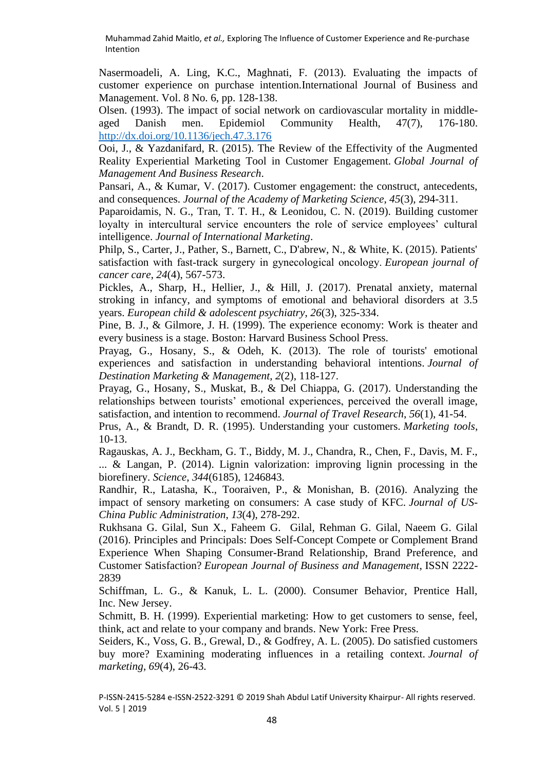Nasermoadeli, A. Ling, K.C., Maghnati, F. (2013). Evaluating the impacts of customer experience on purchase intention.International Journal of Business and Management. Vol. 8 No. 6, pp. 128-138.

Olsen. (1993). The impact of social network on cardiovascular mortality in middle-aged Danish men. Epidemiol Community Health, 47(7), 176-180. http://dx.doi.org/10.1136/jech.47.3.176

Ooi, J., & Yazdanifard, R. (2015). The Review of the Effectivity of the Augmented Reality Experiential Marketing Tool in Customer Engagement. *Global Journal of Management And Business Research*.

Pansari, A., & Kumar, V. (2017). Customer engagement: the construct, antecedents, and consequences. *Journal of the Academy of Marketing Science*, *45*(3), 294-311.

Paparoidamis, N. G., Tran, T. T. H., & Leonidou, C. N. (2019). Building customer loyalty in intercultural service encounters the role of service employees' cultural intelligence. *Journal of International Marketing*.

Philp, S., Carter, J., Pather, S., Barnett, C., D'abrew, N., & White, K. (2015). Patients' satisfaction with fast-track surgery in gynecological oncology. *European journal of cancer care*, *24*(4), 567-573.

Pickles, A., Sharp, H., Hellier, J., & Hill, J. (2017). Prenatal anxiety, maternal stroking in infancy, and symptoms of emotional and behavioral disorders at 3.5 years. *European child & adolescent psychiatry*, *26*(3), 325-334.

Pine, B. J., & Gilmore, J. H. (1999). The experience economy: Work is theater and every business is a stage. Boston: Harvard Business School Press.

Prayag, G., Hosany, S., & Odeh, K. (2013). The role of tourists' emotional experiences and satisfaction in understanding behavioral intentions. *Journal of Destination Marketing & Management*, *2*(2), 118-127.

Prayag, G., Hosany, S., Muskat, B., & Del Chiappa, G. (2017). Understanding the relationships between tourists' emotional experiences, perceived the overall image, satisfaction, and intention to recommend. *Journal of Travel Research*, *56*(1), 41-54.

Prus, A., & Brandt, D. R. (1995). Understanding your customers. *Marketing tools*, 10-13.

Ragauskas, A. J., Beckham, G. T., Biddy, M. J., Chandra, R., Chen, F., Davis, M. F., ... & Langan, P. (2014). Lignin valorization: improving lignin processing in the biorefinery. *Science*, *344*(6185), 1246843.

Randhir, R., Latasha, K., Tooraiven, P., & Monishan, B. (2016). Analyzing the impact of sensory marketing on consumers: A case study of KFC. *Journal of US-China Public Administration*, *13*(4), 278-292.

Rukhsana G. Gilal, Sun X., Faheem G. Gilal, Rehman G. Gilal, Naeem G. Gilal (2016). Principles and Principals: Does Self-Concept Compete or Complement Brand Experience When Shaping Consumer-Brand Relationship, Brand Preference, and Customer Satisfaction? *European Journal of Business and Management*, ISSN 2222-2839

Schiffman, L. G., & Kanuk, L. L. (2000). Consumer Behavior, Prentice Hall, Inc. New Jersey.

Schmitt, B. H. (1999). Experiential marketing: How to get customers to sense, feel, think, act and relate to your company and brands. New York: Free Press.

Seiders, K., Voss, G. B., Grewal, D., & Godfrey, A. L. (2005). Do satisfied customers buy more? Examining moderating influences in a retailing context. *Journal of marketing*, *69*(4), 26-43.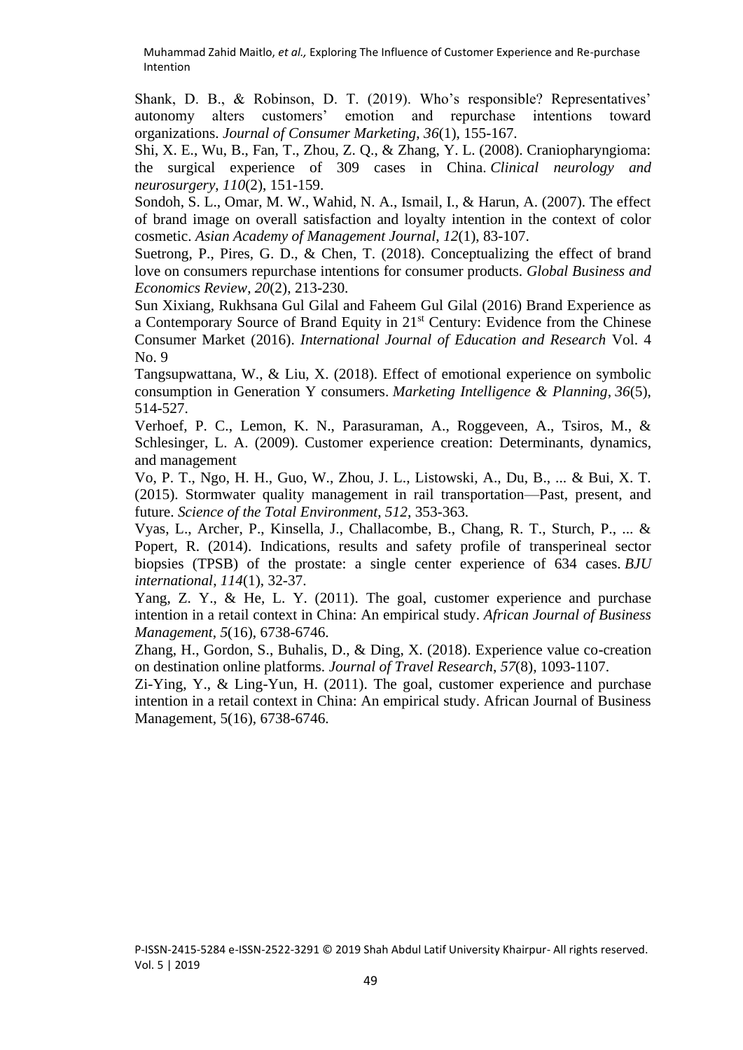Shank, D. B., & Robinson, D. T. (2019). Who's responsible? Representatives' autonomy alters customers' emotion and repurchase intentions toward organizations. *Journal of Consumer Marketing*, *36*(1), 155-167.

Shi, X. E., Wu, B., Fan, T., Zhou, Z. Q., & Zhang, Y. L. (2008). Craniopharyngioma: the surgical experience of 309 cases in China. *Clinical neurology and neurosurgery*, *110*(2), 151-159.

Sondoh, S. L., Omar, M. W., Wahid, N. A., Ismail, I., & Harun, A. (2007). The effect of brand image on overall satisfaction and loyalty intention in the context of color cosmetic. *Asian Academy of Management Journal*, *12*(1), 83-107.

Suetrong, P., Pires, G. D., & Chen, T. (2018). Conceptualizing the effect of brand love on consumers repurchase intentions for consumer products. *Global Business and Economics Review*, *20*(2), 213-230.

Sun Xixiang, Rukhsana Gul Gilal and Faheem Gul Gilal (2016) Brand Experience as a Contemporary Source of Brand Equity in 21st Century: Evidence from the Chinese Consumer Market (2016). *International Journal of Education and Research* Vol. 4 No. 9

Tangsupwattana, W., & Liu, X. (2018). Effect of emotional experience on symbolic consumption in Generation Y consumers. *Marketing Intelligence & Planning*, *36*(5), 514-527.

Verhoef, P. C., Lemon, K. N., Parasuraman, A., Roggeveen, A., Tsiros, M., & Schlesinger, L. A. (2009). Customer experience creation: Determinants, dynamics, and management

Vo, P. T., Ngo, H. H., Guo, W., Zhou, J. L., Listowski, A., Du, B., ... & Bui, X. T. (2015). Stormwater quality management in rail transportation—Past, present, and future. *Science of the Total Environment*, *512*, 353-363.

Vyas, L., Archer, P., Kinsella, J., Challacombe, B., Chang, R. T., Sturch, P., ... & Popert, R. (2014). Indications, results and safety profile of transperineal sector biopsies (TPSB) of the prostate: a single center experience of 634 cases. *BJU international*, *114*(1), 32-37.

Yang, Z. Y., & He, L. Y. (2011). The goal, customer experience and purchase intention in a retail context in China: An empirical study. *African Journal of Business Management*, *5*(16), 6738-6746.

Zhang, H., Gordon, S., Buhalis, D., & Ding, X. (2018). Experience value co-creation on destination online platforms. *Journal of Travel Research*, *57*(8), 1093-1107.

Zi-Ying, Y., & Ling-Yun, H. (2011). The goal, customer experience and purchase intention in a retail context in China: An empirical study. African Journal of Business Management, 5(16), 6738-6746.